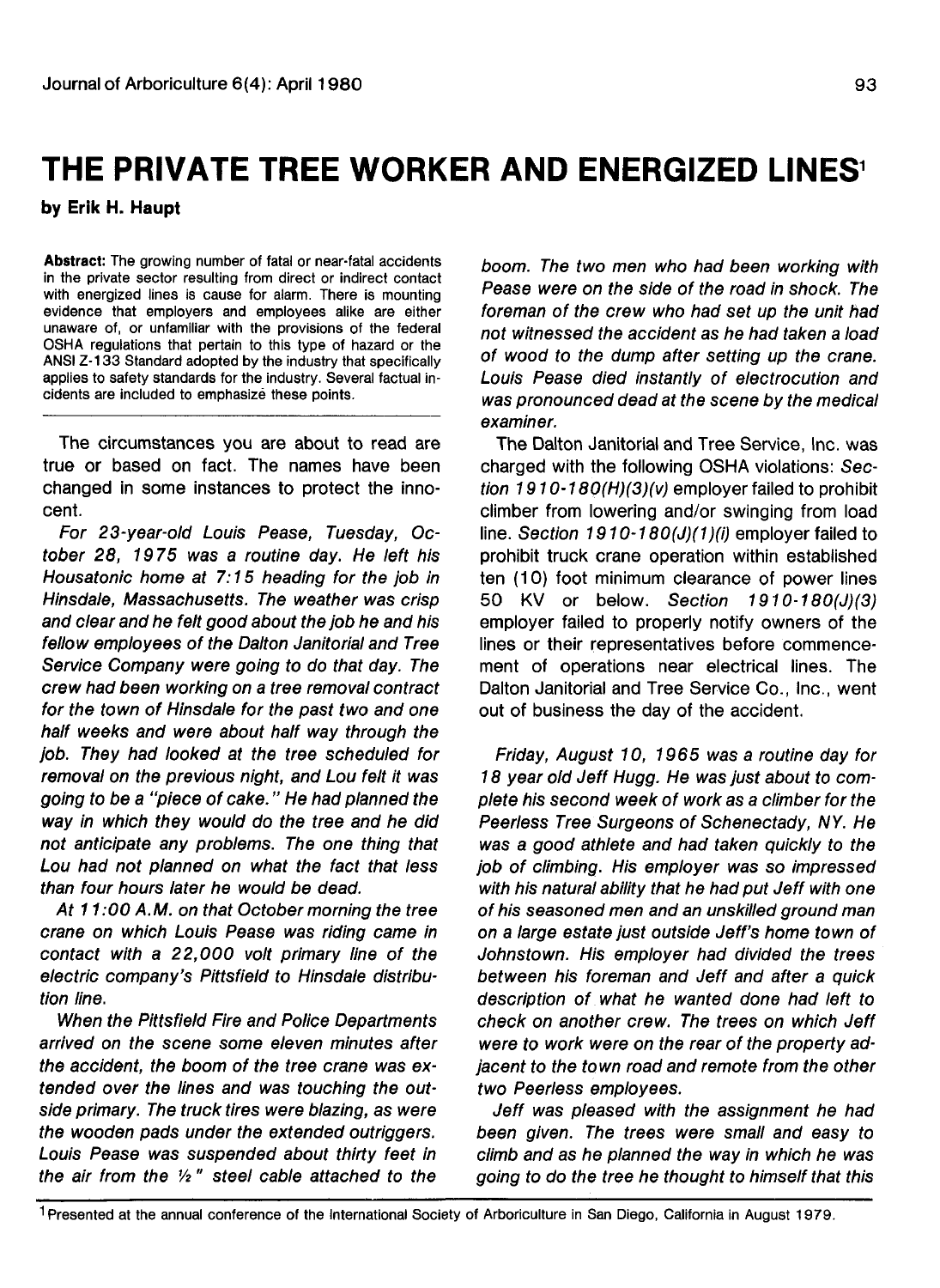# THE PRIVATE TREE WORKER AND ENERGIZED LINES[1]

**by Erik H. Haupt**

**Abstract:** The growing number of fatal or near-fatal accidents in the private sector resulting from direct or indirect contact with energized lines is cause for alarm. There is mounting evidence that employers and employees alike are either unaware of, or unfamiliar with the provisions of the federal OSHA regulations that pertain to this type of hazard or the ANSI Z-133 Standard adopted by the industry that specifically applies to safety standards for the industry. Several factual incidents are included to emphasizé these points.

---

The circumstances you are about to read are true or based on fact. The names have been changed in some instances to protect the innocent.

*For 23-year-old Louis Pease, Tuesday, October 28, 1975 was a routine day. He left his Housatonic home at 7:15 heading for the job in Hinsdale, Massachusetts. The weather was crisp and clear and he felt good about the job he and his fellow employees of the Dalton Janitorial and Tree Service Company were going to do that day. The crew had been working on a tree removal contract for the town of Hinsdale for the past two and one half weeks and were about half way through the job. They had looked at the tree scheduled for removal on the previous night, and Lou felt it was going to be a "piece of cake." He had planned the way in which they would do the tree and he did not anticipate any problems. The one thing that Lou had not planned on what the fact that less than four hours later he would be dead.*

*At 11:00 A.M. on that October morning the tree crane on which Louis Pease was riding came in contact with a 22,000 volt primary line of the electric company's Pittsfield to Hinsdale distribution line.*

*When the Pittsfield Fire and Police Departments arrived on the scene some eleven minutes after the accident, the boom of the tree crane was extended over the lines and was touching the outside primary. The truck tires were blazing, as were the wooden pads under the extended outriggers. Louis Pease was suspended about thirty feet in the air from the ½" steel cable attached to the boom. The two men who had been working with Pease were on the side of the road in shock. The foreman of the crew who had set up the unit had not witnessed the accident as he had taken a load of wood to the dump after setting up the crane. Louis Pease died instantly of electrocution and was pronounced dead at the scene by the medical examiner.*

The Dalton Janitorial and Tree Service, Inc. was charged with the following OSHA violations: *Section 1910-180(H)(3)(v)* employer failed to prohibit climber from lowering and/or swinging from load line. *Section 1910-180(J)(1)(i)* employer failed to prohibit truck crane operation within established ten (10) foot minimum clearance of power lines 50 KV or below. *Section 1910-180(J)(3)* employer failed to properly notify owners of the lines or their representatives before commencement of operations near electrical lines. The Dalton Janitorial and Tree Service Co., Inc., went out of business the day of the accident.

*Friday, August 10, 1965 was a routine day for 18 year old Jeff Hugg. He was just about to complete his second week of work as a climber for the Peerless Tree Surgeons of Schenectady, NY. He was a good athlete and had taken quickly to the job of climbing. His employer was so impressed with his natural ability that he had put Jeff with one of his seasoned men and an unskilled ground man on a large estate just outside Jeff's home town of Johnstown. His employer had divided the trees between his foreman and Jeff and after a quick description of what he wanted done had left to check on another crew. The trees on which Jeff were to work were on the rear of the property adjacent to the town road and remote from the other two Peerless employees.*

*Jeff was pleased with the assignment he had been given. The trees were small and easy to climb and as he planned the way in which he was going to do the tree he thought to himself that this*

---

[1] Presented at the annual conference of the International Society of Arboriculture in San Diego, California in August 1979.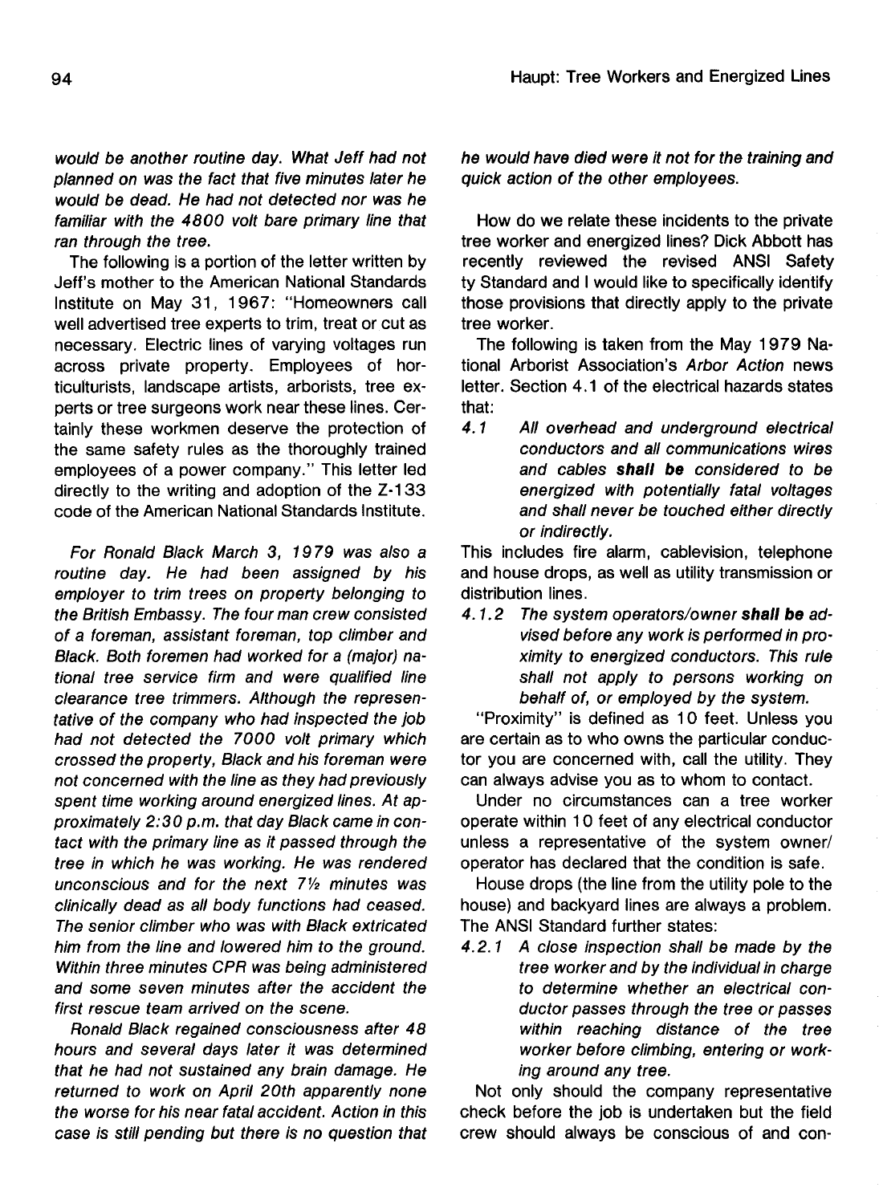*would be another routine day. What Jeff had not planned on was the fact that five minutes later he would be dead. He had not detected nor was he familiar with the 4800 volt bare primary line that ran through the tree.*

The following is a portion of the letter written by Jeff's mother to the American National Standards Institute on May 31, 1967: "Homeowners call well advertised tree experts to trim, treat or cut as necessary. Electric lines of varying voltages run across private property. Employees of horticulturists, landscape artists, arborists, tree experts or tree surgeons work near these lines. Certainly these workmen deserve the protection of the same safety rules as the thoroughly trained employees of a power company." This letter led directly to the writing and adoption of the Z-133 code of the American National Standards Institute.

*For Ronald Black March 3, 1979 was also a routine day. He had been assigned by his employer to trim trees on property belonging to the British Embassy. The four man crew consisted of a foreman, assistant foreman, top climber and Black. Both foremen had worked for a (major) national tree service firm and were qualified line clearance tree trimmers. Although the representative of the company who had inspected the job had not detected the 7000 volt primary which crossed the property, Black and his foreman were not concerned with the line as they had previously spent time working around energized lines. At approximately 2:30 p.m. that day Black came in contact with the primary line as it passed through the tree in which he was working. He was rendered unconscious and for the next 7½ minutes was clinically dead as all body functions had ceased. The senior climber who was with Black extricated him from the line and lowered him to the ground. Within three minutes CPR was being administered and some seven minutes after the accident the first rescue team arrived on the scene.*

*Ronald Black regained consciousness after 48 hours and several days later it was determined that he had not sustained any brain damage. He returned to work on April 20th apparently none the worse for his near fatal accident. Action in this case is still pending but there is no question that he would have died were it not for the training and quick action of the other employees.*

How do we relate these incidents to the private tree worker and energized lines? Dick Abbott has recently reviewed the revised ANSI Safety ty Standard and I would like to specifically identify those provisions that directly apply to the private tree worker.

The following is taken from the May 1979 National Arborist Association's *Arbor Action* news letter. Section 4.1 of the electrical hazards states that:

*4.1 All overhead and underground electrical conductors and all communications wires and cables* ***shall be*** *considered to be energized with potentially fatal voltages and shall never be touched either directly or indirectly.*

This includes fire alarm, cablevision, telephone and house drops, as well as utility transmission or distribution lines.

*4.1.2 The system operators/owner* ***shall be*** *advised before any work is performed in proximity to energized conductors. This rule shall not apply to persons working on behalf of, or employed by the system.*

"Proximity" is defined as 10 feet. Unless you are certain as to who owns the particular conductor you are concerned with, call the utility. They can always advise you as to whom to contact.

Under no circumstances can a tree worker operate within 10 feet of any electrical conductor unless a representative of the system owner/operator has declared that the condition is safe.

House drops (the line from the utility pole to the house) and backyard lines are always a problem. The ANSI Standard further states:

*4.2.1 A close inspection shall be made by the tree worker and by the individual in charge to determine whether an electrical conductor passes through the tree or passes within reaching distance of the tree worker before climbing, entering or working around any tree.*

Not only should the company representative check before the job is undertaken but the field crew should always be conscious of and con-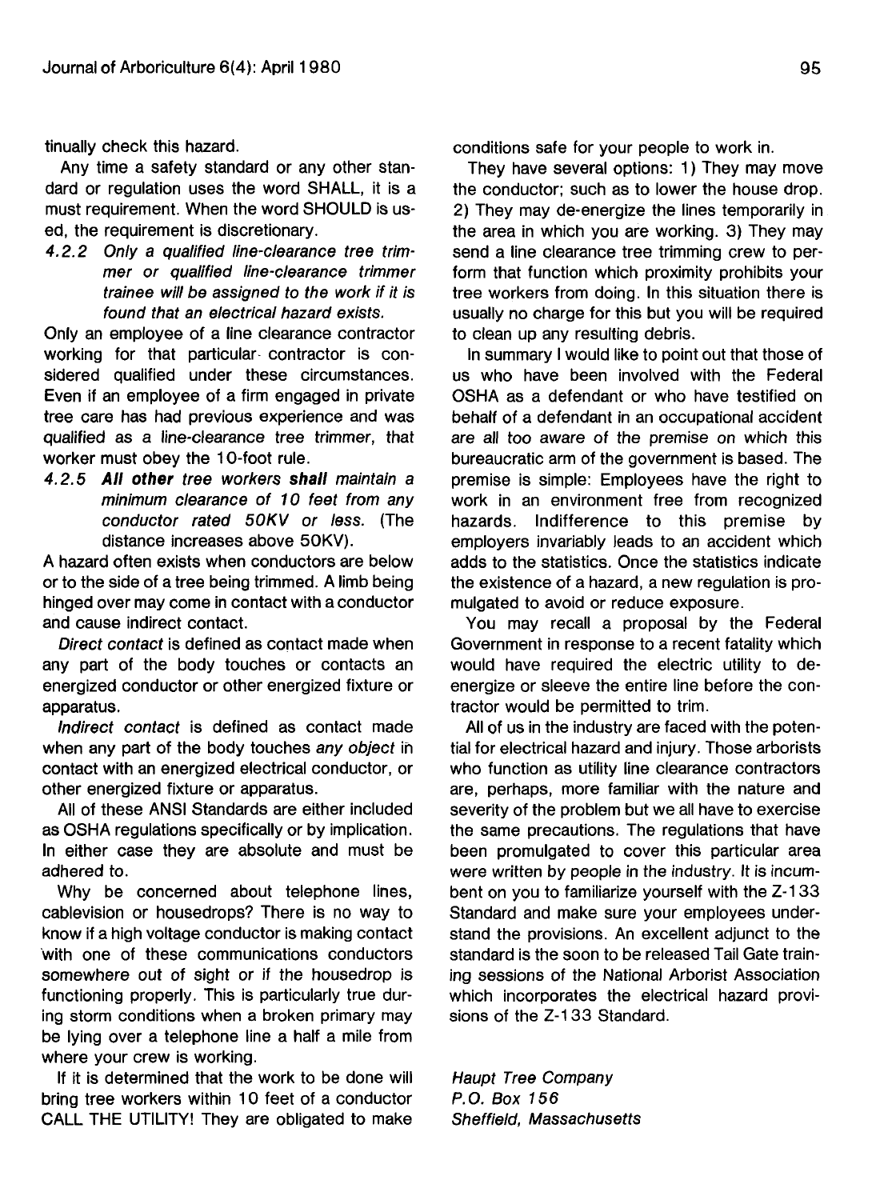tinually check this hazard.

Any time a safety standard or any other standard or regulation uses the word SHALL, it is a must requirement. When the word SHOULD is used, the requirement is discretionary.

*4.2.2 Only a qualified line-clearance tree trimmer or qualified line-clearance trimmer trainee will be assigned to the work if it is found that an electrical hazard exists.*

Only an employee of a line clearance contractor working for that particular contractor is considered qualified under these circumstances. Even if an employee of a firm engaged in private tree care has had previous experience and was qualified as a line-clearance tree trimmer, that worker must obey the 10-foot rule.

*4.2.5* ***All other*** *tree workers* ***shall*** *maintain a minimum clearance of 10 feet from any conductor rated 50KV or less.* (The distance increases above 50KV).

A hazard often exists when conductors are below or to the side of a tree being trimmed. A limb being hinged over may come in contact with a conductor and cause indirect contact.

*Direct contact* is defined as contact made when any part of the body touches or contacts an energized conductor or other energized fixture or apparatus.

*Indirect contact* is defined as contact made when any part of the body touches *any object* in contact with an energized electrical conductor, or other energized fixture or apparatus.

All of these ANSI Standards are either included as OSHA regulations specifically or by implication. In either case they are absolute and must be adhered to.

Why be concerned about telephone lines, cablevision or housedrops? There is no way to know if a high voltage conductor is making contact with one of these communications conductors somewhere out of sight or if the housedrop is functioning properly. This is particularly true during storm conditions when a broken primary may be lying over a telephone line a half a mile from where your crew is working.

If it is determined that the work to be done will bring tree workers within 10 feet of a conductor CALL THE UTILITY! They are obligated to make conditions safe for your people to work in.

They have several options: 1) They may move the conductor; such as to lower the house drop. 2) They may de-energize the lines temporarily in the area in which you are working. 3) They may send a line clearance tree trimming crew to perform that function which proximity prohibits your tree workers from doing. In this situation there is usually no charge for this but you will be required to clean up any resulting debris.

In summary I would like to point out that those of us who have been involved with the Federal OSHA as a defendant or who have testified on behalf of a defendant in an occupational accident are all too aware of the premise on which this bureaucratic arm of the government is based. The premise is simple: Employees have the right to work in an environment free from recognized hazards. Indifference to this premise by employers invariably leads to an accident which adds to the statistics. Once the statistics indicate the existence of a hazard, a new regulation is promulgated to avoid or reduce exposure.

You may recall a proposal by the Federal Government in response to a recent fatality which would have required the electric utility to de-energize or sleeve the entire line before the contractor would be permitted to trim.

All of us in the industry are faced with the potential for electrical hazard and injury. Those arborists who function as utility line clearance contractors are, perhaps, more familiar with the nature and severity of the problem but we all have to exercise the same precautions. The regulations that have been promulgated to cover this particular area were written by people in the industry. It is incumbent on you to familiarize yourself with the Z-133 Standard and make sure your employees understand the provisions. An excellent adjunct to the standard is the soon to be released Tail Gate training sessions of the National Arborist Association which incorporates the electrical hazard provisions of the Z-133 Standard.

*Haupt Tree Company*
*P.O. Box 156*
*Sheffield, Massachusetts*